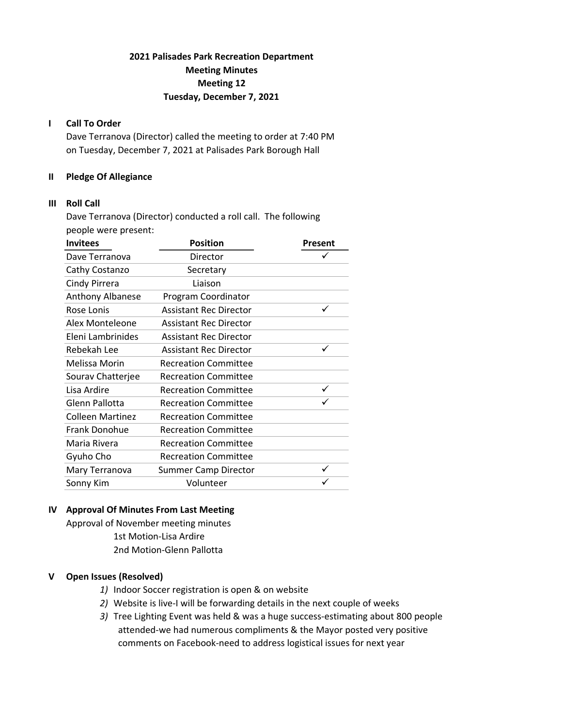# 2021 Palisades Park Recreation Department
## Meeting Minutes
## Meeting 12
## Tuesday, December 7, 2021

### I Call To Order

Dave Terranova (Director) called the meeting to order at 7:40 PM on Tuesday, December 7, 2021 at Palisades Park Borough Hall

### II Pledge Of Allegiance

### III Roll Call

Dave Terranova (Director) conducted a roll call. The following people were present:

| Invitees | Position | Present |
| --- | --- | --- |
| Dave Terranova | Director | ✓ |
| Cathy Costanzo | Secretary | |
| Cindy Pirrera | Liaison | |
| Anthony Albanese | Program Coordinator | |
| Rose Lonis | Assistant Rec Director | ✓ |
| Alex Monteleone | Assistant Rec Director | |
| Eleni Lambrinides | Assistant Rec Director | |
| Rebekah Lee | Assistant Rec Director | ✓ |
| Melissa Morin | Recreation Committee | |
| Sourav Chatterjee | Recreation Committee | |
| Lisa Ardire | Recreation Committee | ✓ |
| Glenn Pallotta | Recreation Committee | ✓ |
| Colleen Martinez | Recreation Committee | |
| Frank Donohue | Recreation Committee | |
| Maria Rivera | Recreation Committee | |
| Gyuho Cho | Recreation Committee | |
| Mary Terranova | Summer Camp Director | ✓ |
| Sonny Kim | Volunteer | ✓ |

### IV Approval Of Minutes From Last Meeting

Approval of November meeting minutes

1st Motion-Lisa Ardire

2nd Motion-Glenn Pallotta

### V Open Issues (Resolved)

1) Indoor Soccer registration is open & on website
2) Website is live-I will be forwarding details in the next couple of weeks
3) Tree Lighting Event was held & was a huge success-estimating about 800 people attended-we had numerous compliments & the Mayor posted very positive comments on Facebook-need to address logistical issues for next year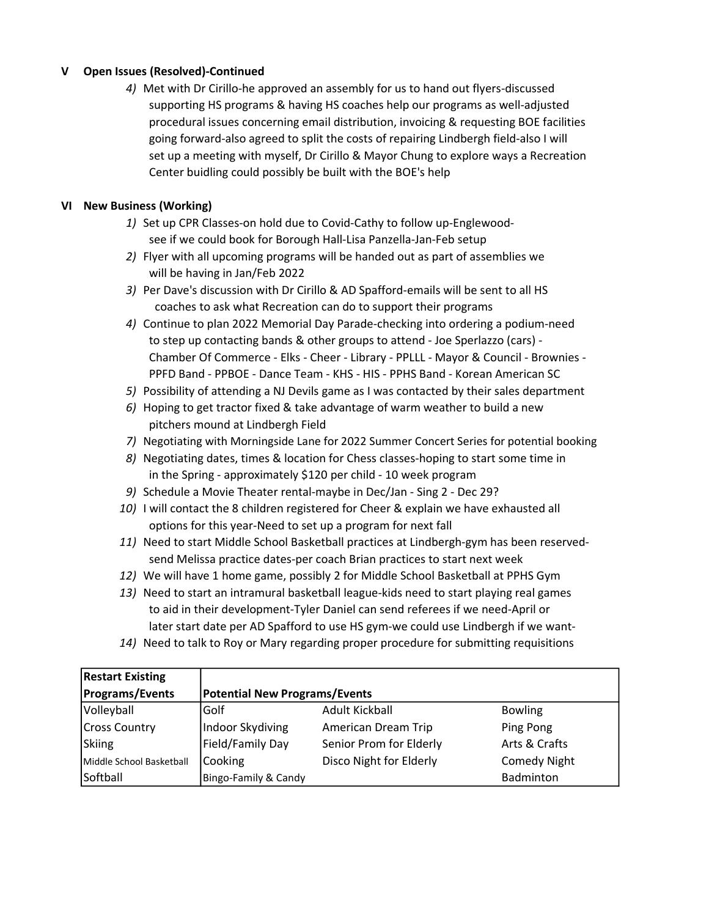## V Open Issues (Resolved)-Continued

*4)* Met with Dr Cirillo-he approved an assembly for us to hand out flyers-discussed supporting HS programs & having HS coaches help our programs as well-adjusted procedural issues concerning email distribution, invoicing & requesting BOE facilities going forward-also agreed to split the costs of repairing Lindbergh field-also I will set up a meeting with myself, Dr Cirillo & Mayor Chung to explore ways a Recreation Center buidling could possibly be built with the BOE's help

## VI New Business (Working)

*1)* Set up CPR Classes-on hold due to Covid-Cathy to follow up-Englewood-see if we could book for Borough Hall-Lisa Panzella-Jan-Feb setup

*2)* Flyer with all upcoming programs will be handed out as part of assemblies we will be having in Jan/Feb 2022

*3)* Per Dave's discussion with Dr Cirillo & AD Spafford-emails will be sent to all HS coaches to ask what Recreation can do to support their programs

*4)* Continue to plan 2022 Memorial Day Parade-checking into ordering a podium-need to step up contacting bands & other groups to attend - Joe Sperlazzo (cars) - Chamber Of Commerce - Elks - Cheer - Library - PPLLL - Mayor & Council - Brownies - PPFD Band - PPBOE - Dance Team - KHS - HIS - PPHS Band - Korean American SC

*5)* Possibility of attending a NJ Devils game as I was contacted by their sales department

*6)* Hoping to get tractor fixed & take advantage of warm weather to build a new pitchers mound at Lindbergh Field

*7)* Negotiating with Morningside Lane for 2022 Summer Concert Series for potential booking

*8)* Negotiating dates, times & location for Chess classes-hoping to start some time in in the Spring - approximately $120 per child - 10 week program

*9)* Schedule a Movie Theater rental-maybe in Dec/Jan - Sing 2 - Dec 29?

*10)* I will contact the 8 children registered for Cheer & explain we have exhausted all options for this year-Need to set up a program for next fall

*11)* Need to start Middle School Basketball practices at Lindbergh-gym has been reserved-send Melissa practice dates-per coach Brian practices to start next week

*12)* We will have 1 home game, possibly 2 for Middle School Basketball at PPHS Gym

*13)* Need to start an intramural basketball league-kids need to start playing real games to aid in their development-Tyler Daniel can send referees if we need-April or later start date per AD Spafford to use HS gym-we could use Lindbergh if we want-

*14)* Need to talk to Roy or Mary regarding proper procedure for submitting requisitions

| Restart Existing Programs/Events | Potential New Programs/Events | | |
|---|---|---|---|
| Volleyball | Golf | Adult Kickball | Bowling |
| Cross Country | Indoor Skydiving | American Dream Trip | Ping Pong |
| Skiing | Field/Family Day | Senior Prom for Elderly | Arts & Crafts |
| Middle School Basketball | Cooking | Disco Night for Elderly | Comedy Night |
| Softball | Bingo-Family & Candy | | Badminton |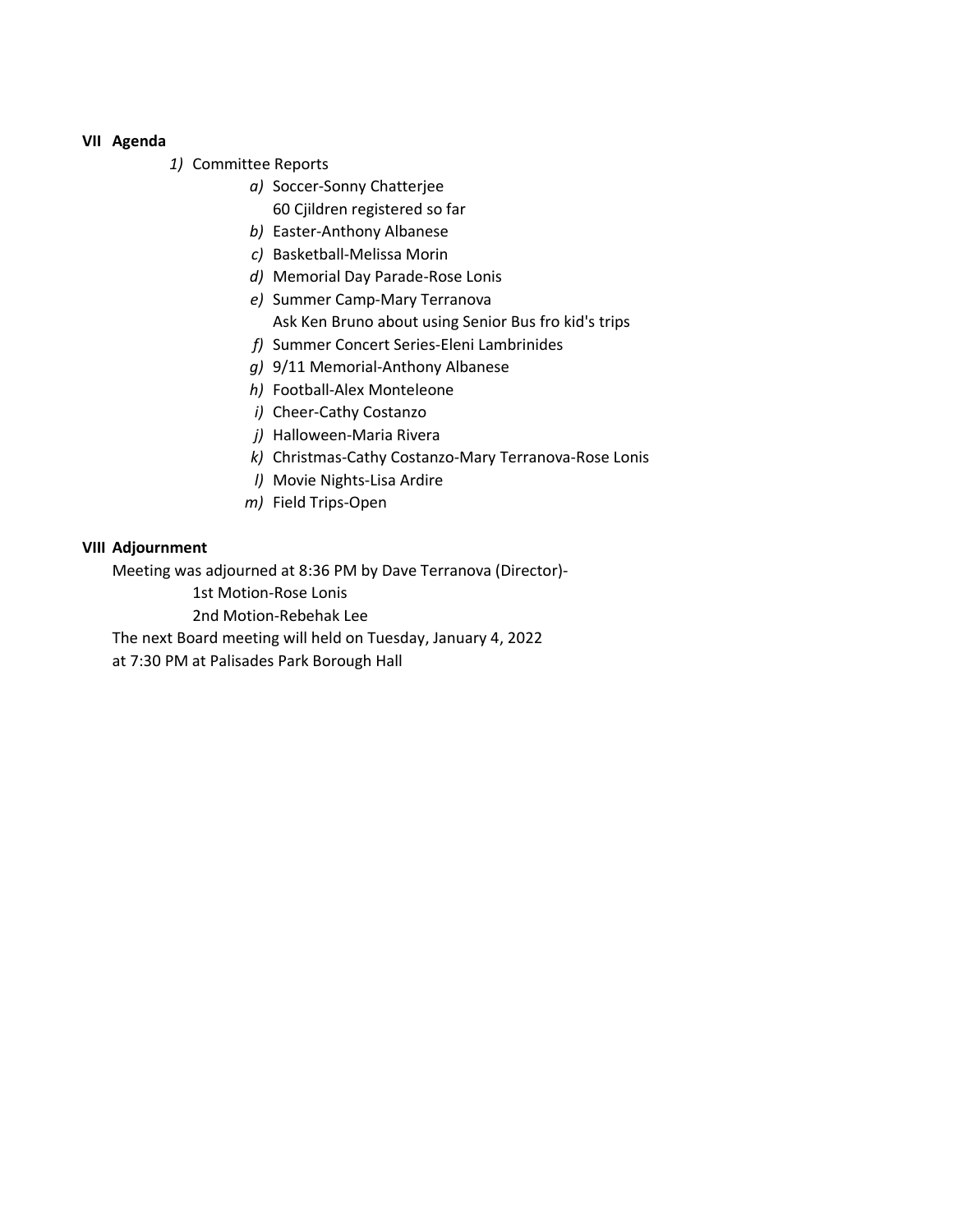**VII Agenda**

1) Committee Reports
   a) Soccer-Sonny Chatterjee
      60 Cjildren registered so far
   b) Easter-Anthony Albanese
   c) Basketball-Melissa Morin
   d) Memorial Day Parade-Rose Lonis
   e) Summer Camp-Mary Terranova
      Ask Ken Bruno about using Senior Bus fro kid's trips
   f) Summer Concert Series-Eleni Lambrinides
   g) 9/11 Memorial-Anthony Albanese
   h) Football-Alex Monteleone
   i) Cheer-Cathy Costanzo
   j) Halloween-Maria Rivera
   k) Christmas-Cathy Costanzo-Mary Terranova-Rose Lonis
   l) Movie Nights-Lisa Ardire
   m) Field Trips-Open

**VIII Adjournment**

Meeting was adjourned at 8:36 PM by Dave Terranova (Director)-

1st Motion-Rose Lonis

2nd Motion-Rebehak Lee

The next Board meeting will held on Tuesday, January 4, 2022
at 7:30 PM at Palisades Park Borough Hall